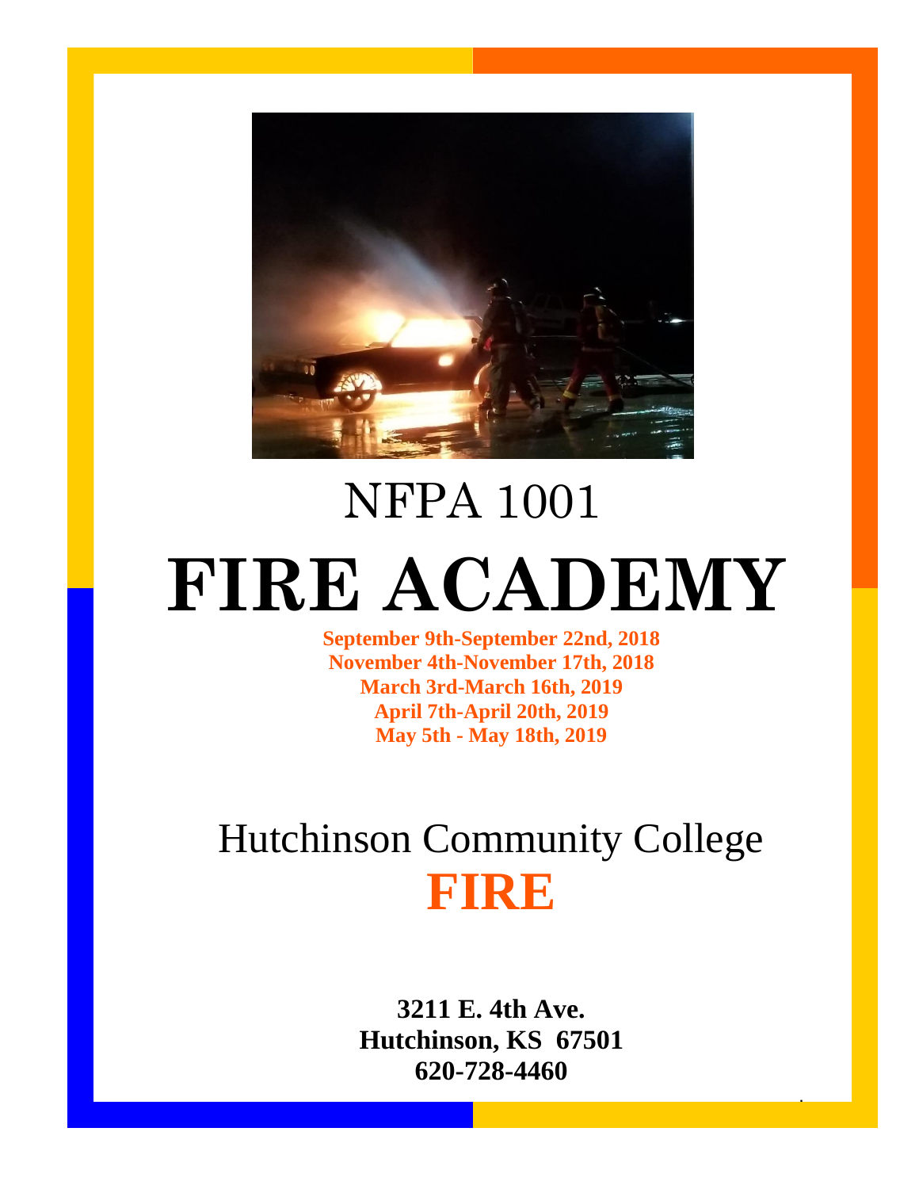# NFPA 1001

# FIRE ACADEMY

**September 9th-September 22nd, 2018**
**November 4th-November 17th, 2018**
**March 3rd-March 16th, 2019**
**April 7th-April 20th, 2019**
**May 5th - May 18th, 2019**

## Hutchinson Community College

## FIRE

**3211 E. 4th Ave.**
**Hutchinson, KS 67501**
**620-728-4460**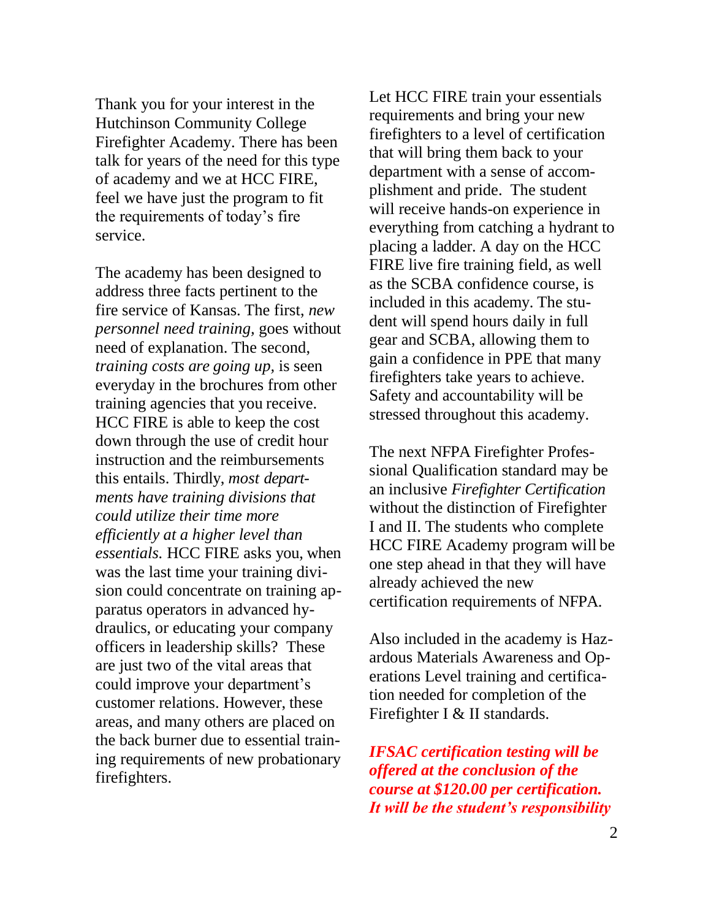Thank you for your interest in the Hutchinson Community College Firefighter Academy. There has been talk for years of the need for this type of academy and we at HCC FIRE, feel we have just the program to fit the requirements of today's fire service.

The academy has been designed to address three facts pertinent to the fire service of Kansas. The first, *new personnel need training,* goes without need of explanation. The second, *training costs are going up,* is seen everyday in the brochures from other training agencies that you receive. HCC FIRE is able to keep the cost down through the use of credit hour instruction and the reimbursements this entails. Thirdly, *most departments have training divisions that could utilize their time more efficiently at a higher level than essentials.* HCC FIRE asks you, when was the last time your training division could concentrate on training apparatus operators in advanced hydraulics, or educating your company officers in leadership skills? These are just two of the vital areas that could improve your department's customer relations. However, these areas, and many others are placed on the back burner due to essential training requirements of new probationary firefighters.

Let HCC FIRE train your essentials requirements and bring your new firefighters to a level of certification that will bring them back to your department with a sense of accomplishment and pride. The student will receive hands-on experience in everything from catching a hydrant to placing a ladder. A day on the HCC FIRE live fire training field, as well as the SCBA confidence course, is included in this academy. The student will spend hours daily in full gear and SCBA, allowing them to gain a confidence in PPE that many firefighters take years to achieve. Safety and accountability will be stressed throughout this academy.

The next NFPA Firefighter Professional Qualification standard may be an inclusive *Firefighter Certification* without the distinction of Firefighter I and II. The students who complete HCC FIRE Academy program will be one step ahead in that they will have already achieved the new certification requirements of NFPA.

Also included in the academy is Hazardous Materials Awareness and Operations Level training and certification needed for completion of the Firefighter I & II standards.

***IFSAC certification testing will be offered at the conclusion of the course at $120.00 per certification. It will be the student's responsibility***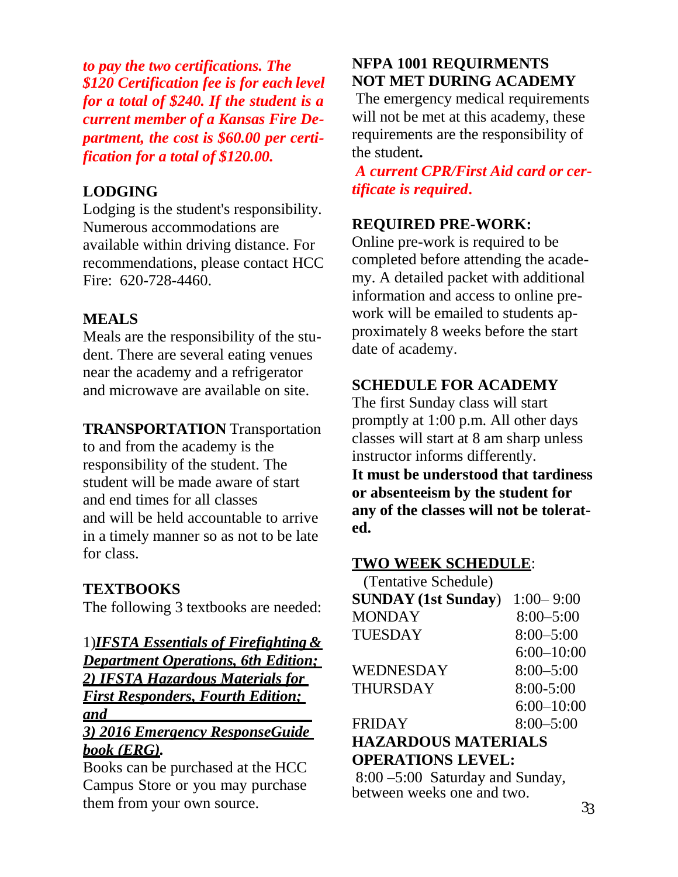***to pay the two certifications. The $120 Certification fee is for each level for a total of $240. If the student is a current member of a Kansas Fire Department, the cost is $60.00 per certification for a total of $120.00.***

**LODGING**

Lodging is the student's responsibility. Numerous accommodations are available within driving distance. For recommendations, please contact HCC Fire: 620-728-4460.

**MEALS**

Meals are the responsibility of the student. There are several eating venues near the academy and a refrigerator and microwave are available on site.

**TRANSPORTATION** Transportation to and from the academy is the responsibility of the student. The student will be made aware of start and end times for all classes and will be held accountable to arrive in a timely manner so as not to be late for class.

**TEXTBOOKS**

The following 3 textbooks are needed:

1)***IFSTA Essentials of Firefighting & Department Operations, 6th Edition; 2) IFSTA Hazardous Materials for First Responders, Fourth Edition; and***

***3) 2016 Emergency ResponseGuide book (ERG).***

Books can be purchased at the HCC Campus Store or you may purchase them from your own source.

**NFPA 1001 REQUIRMENTS NOT MET DURING ACADEMY**

The emergency medical requirements will not be met at this academy, these requirements are the responsibility of the student***.***

***A current CPR/First Aid card or certificate is required.***

**REQUIRED PRE-WORK:**

Online pre-work is required to be completed before attending the academy. A detailed packet with additional information and access to online pre-work will be emailed to students approximately 8 weeks before the start date of academy.

**SCHEDULE FOR ACADEMY**

The first Sunday class will start promptly at 1:00 p.m. All other days classes will start at 8 am sharp unless instructor informs differently.

**It must be understood that tardiness or absenteeism by the student for any of the classes will not be tolerated.**

**TWO WEEK SCHEDULE**:

(Tentative Schedule)

| | |
|---|---|
| **SUNDAY (1st Sunday)** | 1:00– 9:00 |
| MONDAY | 8:00–5:00 |
| TUESDAY | 8:00–5:00 |
| | 6:00–10:00 |
| WEDNESDAY | 8:00–5:00 |
| THURSDAY | 8:00-5:00 |
| | 6:00–10:00 |
| FRIDAY | 8:00–5:00 |

**HAZARDOUS MATERIALS OPERATIONS LEVEL:**

8:00 –5:00 Saturday and Sunday, between weeks one and two.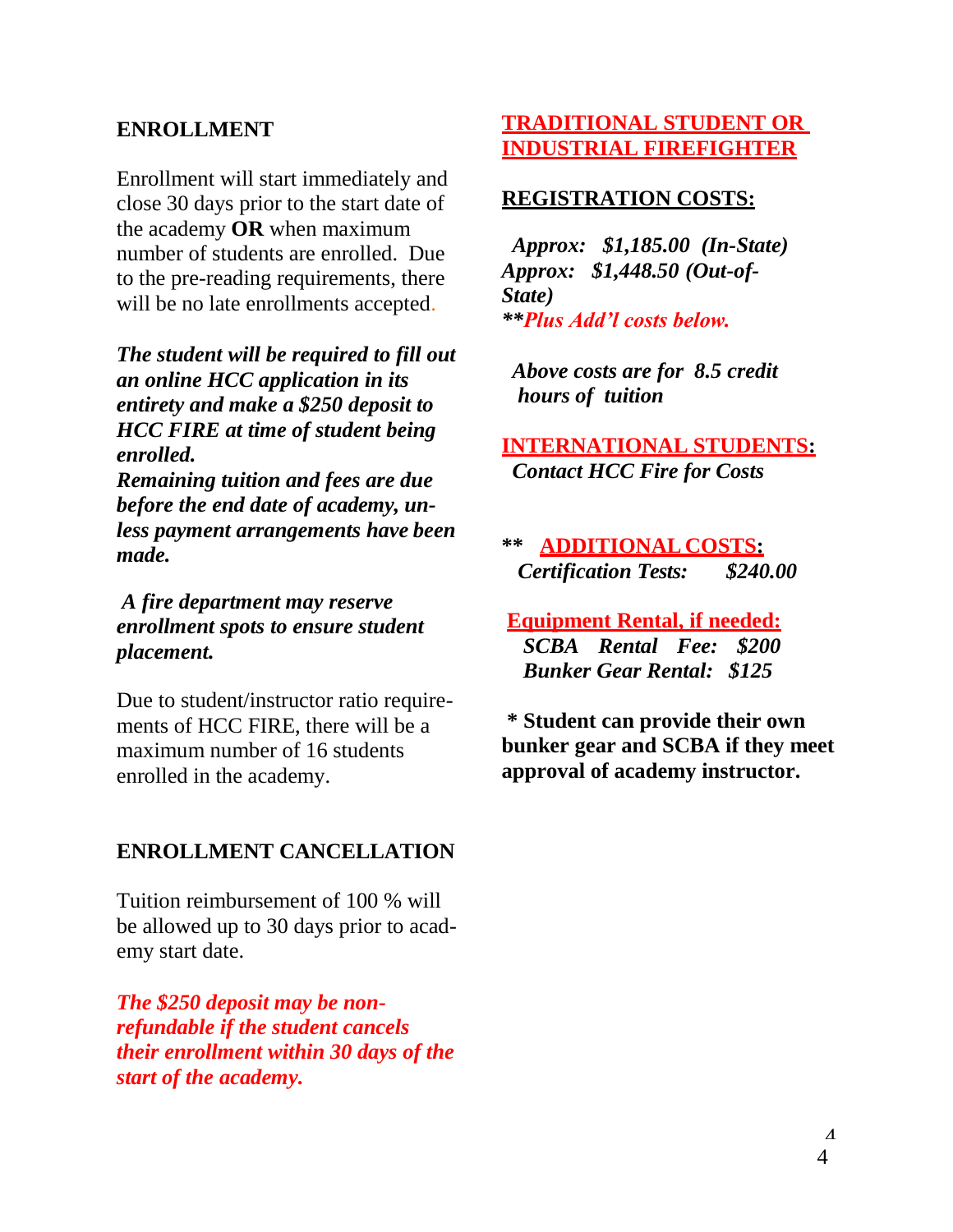## ENROLLMENT

Enrollment will start immediately and close 30 days prior to the start date of the academy **OR** when maximum number of students are enrolled. Due to the pre-reading requirements, there will be no late enrollments accepted.

***The student will be required to fill out an online HCC application in its entirety and make a $250 deposit to HCC FIRE at time of student being enrolled.***
***Remaining tuition and fees are due before the end date of academy, unless payment arrangements have been made.***

***A fire department may reserve enrollment spots to ensure student placement.***

Due to student/instructor ratio requirements of HCC FIRE, there will be a maximum number of 16 students enrolled in the academy.

## ENROLLMENT CANCELLATION

Tuition reimbursement of 100 % will be allowed up to 30 days prior to academy start date.

***The $250 deposit may be non-refundable if the student cancels their enrollment within 30 days of the start of the academy.***

## TRADITIONAL STUDENT OR INDUSTRIAL FIREFIGHTER

### REGISTRATION COSTS:

***Approx: $1,185.00 (In-State)***
***Approx: $1,448.50 (Out-of-State)***
***\*\*Plus Add'l costs below.***

***Above costs are for 8.5 credit hours of tuition***

**INTERNATIONAL STUDENTS:**
***Contact HCC Fire for Costs***

**\*\* ADDITIONAL COSTS:**
***Certification Tests: $240.00***

**Equipment Rental, if needed:**
***SCBA Rental Fee: $200***
***Bunker Gear Rental: $125***

**\* Student can provide their own bunker gear and SCBA if they meet approval of academy instructor.**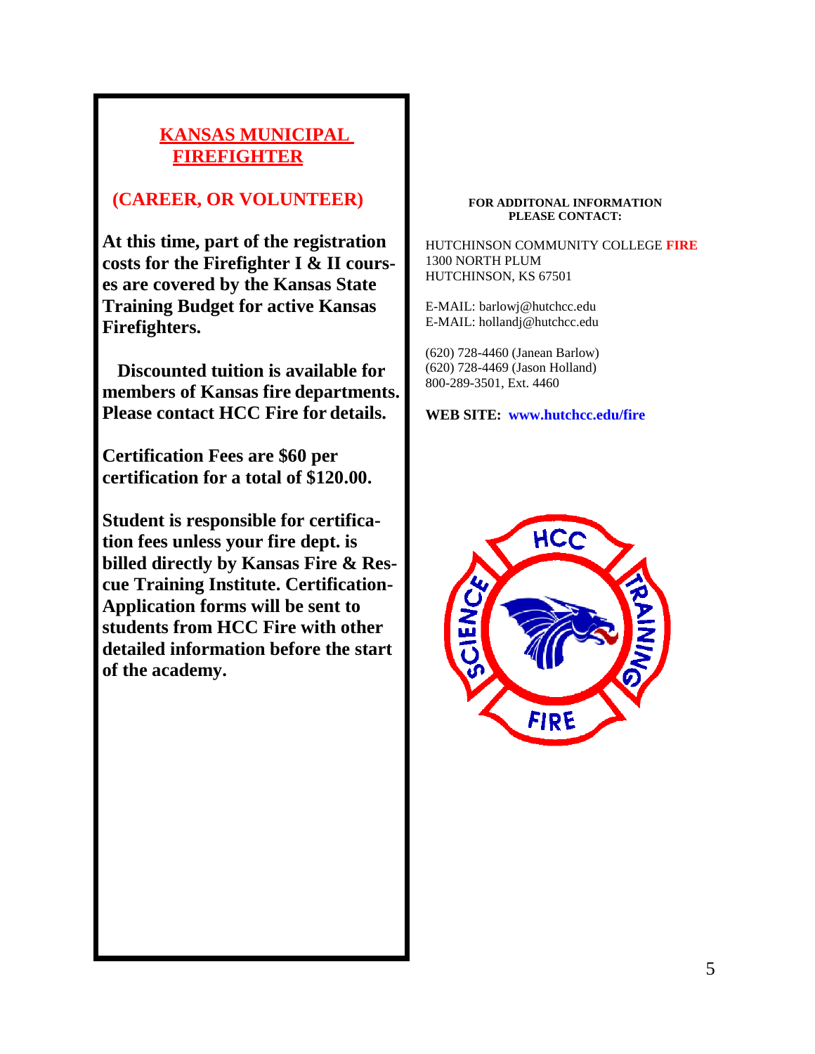## KANSAS MUNICIPAL FIREFIGHTER

## (CAREER, OR VOLUNTEER)

**At this time, part of the registration costs for the Firefighter I & II courses are covered by the Kansas State Training Budget for active Kansas Firefighters.**

**Discounted tuition is available for members of Kansas fire departments. Please contact HCC Fire for details.**

**Certification Fees are $60 per certification for a total of $120.00.**

**Student is responsible for certification fees unless your fire dept. is billed directly by Kansas Fire & Rescue Training Institute. Certification-Application forms will be sent to students from HCC Fire with other detailed information before the start of the academy.**

**FOR ADDITONAL INFORMATION PLEASE CONTACT:**

HUTCHINSON COMMUNITY COLLEGE **FIRE**
1300 NORTH PLUM
HUTCHINSON, KS 67501

E-MAIL: barlowj@hutchcc.edu
E-MAIL: hollandj@hutchcc.edu

(620) 728-4460 (Janean Barlow)
(620) 728-4469 (Jason Holland)
800-289-3501, Ext. 4460

**WEB SITE: www.hutchcc.edu/fire**

HCC
SCIENCE
TRAINING
FIRE